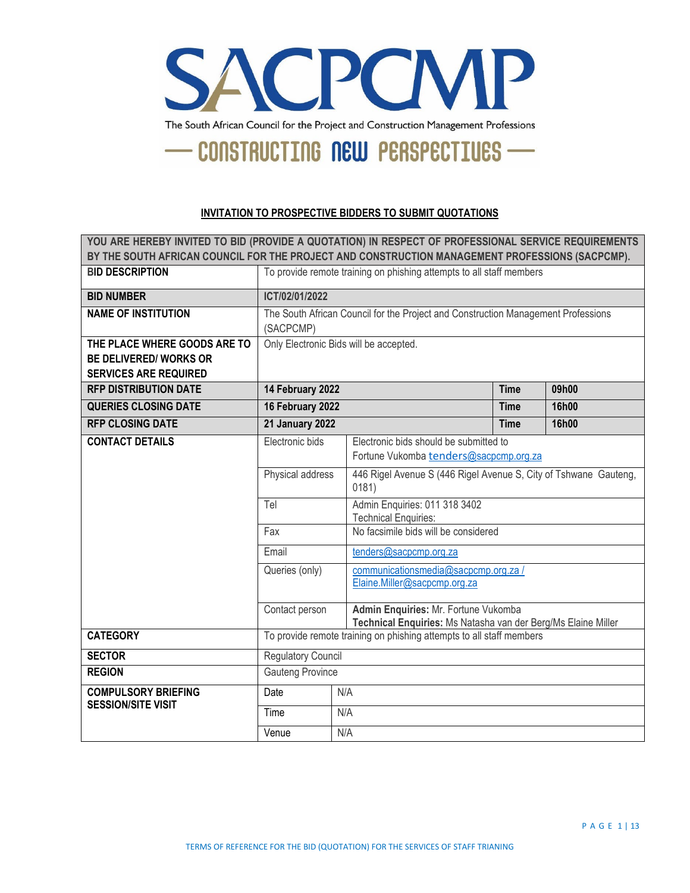# SACPCMP

The South African Council for the Project and Construction Management Professions

— CONSTRUCTING NEW PERSPECTIVES —

**INVITATION TO PROSPECTIVE BIDDERS TO SUBMIT QUOTATIONS**

| YOU ARE HEREBY INVITED TO BID (PROVIDE A QUOTATION) IN RESPECT OF PROFESSIONAL SERVICE REQUIREMENTS BY THE SOUTH AFRICAN COUNCIL FOR THE PROJECT AND CONSTRUCTION MANAGEMENT PROFESSIONS (SACPCMP). | | | | |
|---|---|---|---|---|
| **BID DESCRIPTION** | To provide remote training on phishing attempts to all staff members | | | |
| **BID NUMBER** | **ICT/02/01/2022** | | | |
| **NAME OF INSTITUTION** | The South African Council for the Project and Construction Management Professions (SACPCMP) | | | |
| **THE PLACE WHERE GOODS ARE TO BE DELIVERED/ WORKS OR SERVICES ARE REQUIRED** | Only Electronic Bids will be accepted. | | | |
| **RFP DISTRIBUTION DATE** | **14 February 2022** | | **Time** | **09h00** |
| **QUERIES CLOSING DATE** | **16 February 2022** | | **Time** | **16h00** |
| **RFP CLOSING DATE** | **21 January 2022** | | **Time** | **16h00** |
| **CONTACT DETAILS** | Electronic bids | Electronic bids should be submitted to Fortune Vukomba tenders@sacpcmp.org.za | | |
| | Physical address | 446 Rigel Avenue S (446 Rigel Avenue S, City of Tshwane Gauteng, 0181) | | |
| | Tel | Admin Enquiries: 011 318 3402<br>Technical Enquiries: | | |
| | Fax | No facsimile bids will be considered | | |
| | Email | tenders@sacpcmp.org.za | | |
| | Queries (only) | communicationsmedia@sacpcmp.org.za / Elaine.Miller@sacpcmp.org.za | | |
| | Contact person | **Admin Enquiries:** Mr. Fortune Vukomba<br>**Technical Enquiries:** Ms Natasha van der Berg/Ms Elaine Miller | | |
| **CATEGORY** | To provide remote training on phishing attempts to all staff members | | | |
| **SECTOR** | Regulatory Council | | | |
| **REGION** | Gauteng Province | | | |
| **COMPULSORY BRIEFING SESSION/SITE VISIT** | Date | N/A | | |
| | Time | N/A | | |
| | Venue | N/A | | |

TERMS OF REFERENCE FOR THE BID (QUOTATION) FOR THE SERVICES OF STAFF TRIANING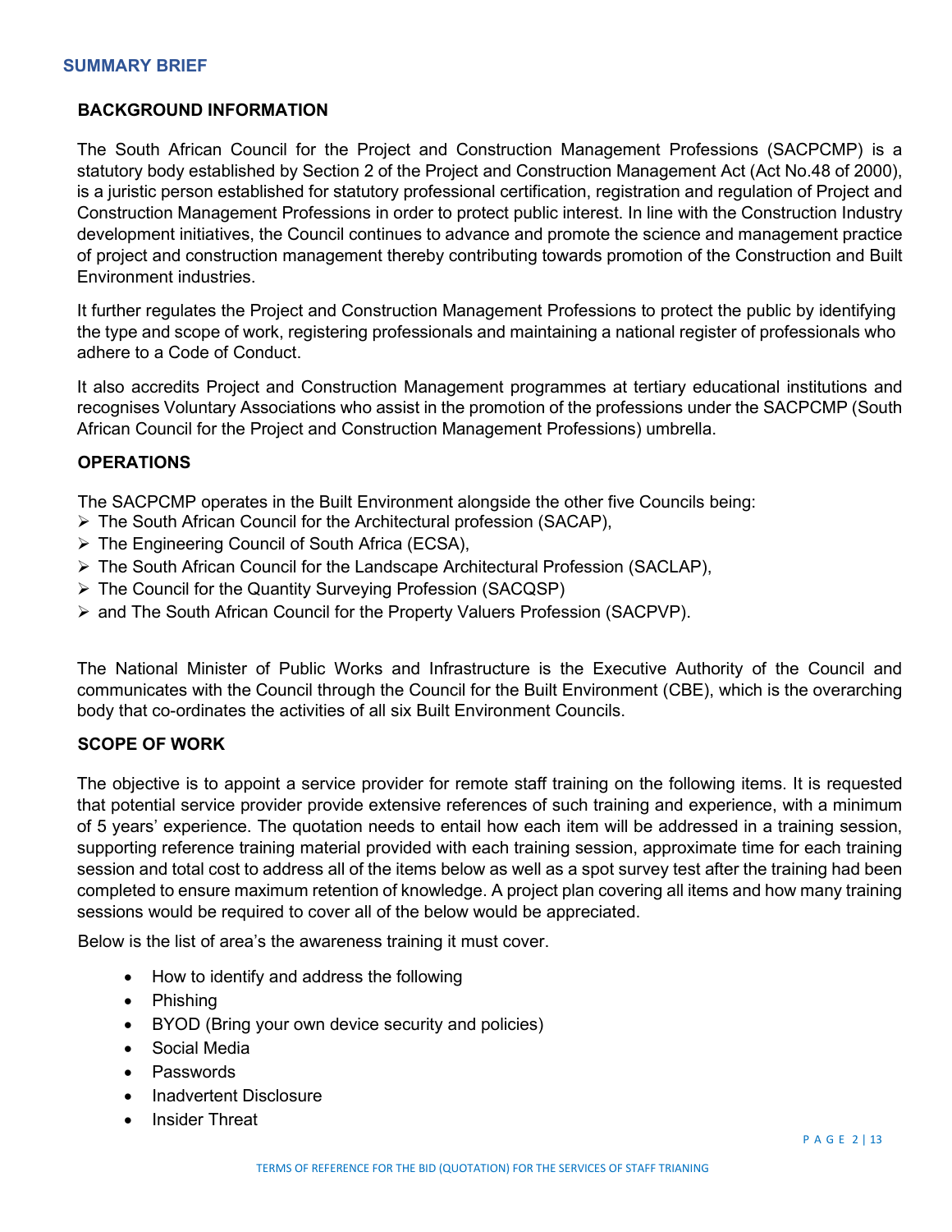## SUMMARY BRIEF

### BACKGROUND INFORMATION

The South African Council for the Project and Construction Management Professions (SACPCMP) is a statutory body established by Section 2 of the Project and Construction Management Act (Act No.48 of 2000), is a juristic person established for statutory professional certification, registration and regulation of Project and Construction Management Professions in order to protect public interest. In line with the Construction Industry development initiatives, the Council continues to advance and promote the science and management practice of project and construction management thereby contributing towards promotion of the Construction and Built Environment industries.

It further regulates the Project and Construction Management Professions to protect the public by identifying the type and scope of work, registering professionals and maintaining a national register of professionals who adhere to a Code of Conduct.

It also accredits Project and Construction Management programmes at tertiary educational institutions and recognises Voluntary Associations who assist in the promotion of the professions under the SACPCMP (South African Council for the Project and Construction Management Professions) umbrella.

### OPERATIONS

The SACPCMP operates in the Built Environment alongside the other five Councils being:

- The South African Council for the Architectural profession (SACAP),
- The Engineering Council of South Africa (ECSA),
- The South African Council for the Landscape Architectural Profession (SACLAP),
- The Council for the Quantity Surveying Profession (SACQSP)
- and The South African Council for the Property Valuers Profession (SACPVP).

The National Minister of Public Works and Infrastructure is the Executive Authority of the Council and communicates with the Council through the Council for the Built Environment (CBE), which is the overarching body that co-ordinates the activities of all six Built Environment Councils.

### SCOPE OF WORK

The objective is to appoint a service provider for remote staff training on the following items. It is requested that potential service provider provide extensive references of such training and experience, with a minimum of 5 years' experience. The quotation needs to entail how each item will be addressed in a training session, supporting reference training material provided with each training session, approximate time for each training session and total cost to address all of the items below as well as a spot survey test after the training had been completed to ensure maximum retention of knowledge. A project plan covering all items and how many training sessions would be required to cover all of the below would be appreciated.

Below is the list of area's the awareness training it must cover.

- How to identify and address the following
- Phishing
- BYOD (Bring your own device security and policies)
- Social Media
- Passwords
- Inadvertent Disclosure
- Insider Threat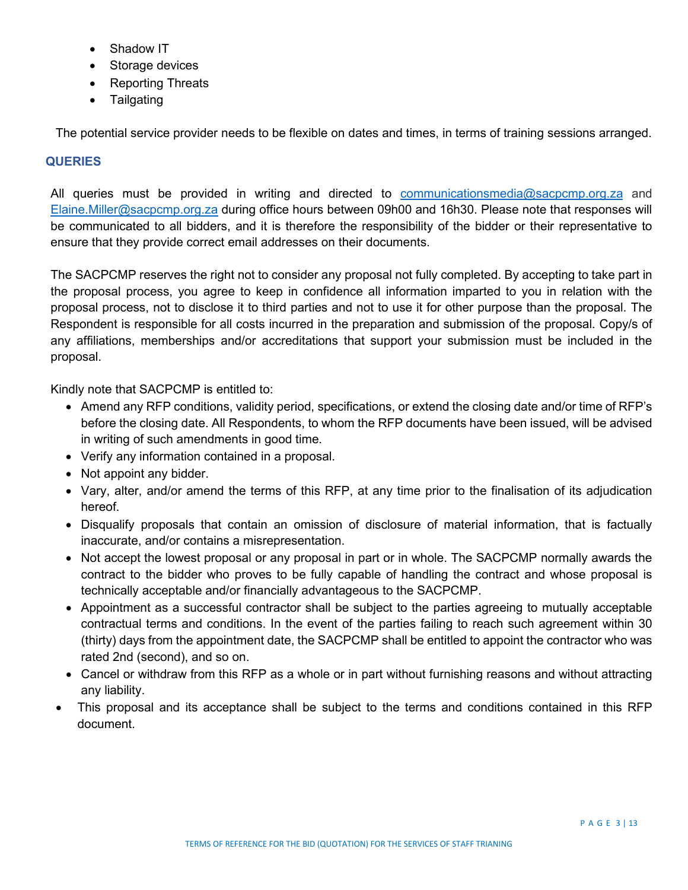- Shadow IT
- Storage devices
- Reporting Threats
- Tailgating

The potential service provider needs to be flexible on dates and times, in terms of training sessions arranged.

## QUERIES

All queries must be provided in writing and directed to communicationsmedia@sacpcmp.org.za and Elaine.Miller@sacpcmp.org.za during office hours between 09h00 and 16h30. Please note that responses will be communicated to all bidders, and it is therefore the responsibility of the bidder or their representative to ensure that they provide correct email addresses on their documents.

The SACPCMP reserves the right not to consider any proposal not fully completed. By accepting to take part in the proposal process, you agree to keep in confidence all information imparted to you in relation with the proposal process, not to disclose it to third parties and not to use it for other purpose than the proposal. The Respondent is responsible for all costs incurred in the preparation and submission of the proposal. Copy/s of any affiliations, memberships and/or accreditations that support your submission must be included in the proposal.

Kindly note that SACPCMP is entitled to:

- Amend any RFP conditions, validity period, specifications, or extend the closing date and/or time of RFP's before the closing date. All Respondents, to whom the RFP documents have been issued, will be advised in writing of such amendments in good time.
- Verify any information contained in a proposal.
- Not appoint any bidder.
- Vary, alter, and/or amend the terms of this RFP, at any time prior to the finalisation of its adjudication hereof.
- Disqualify proposals that contain an omission of disclosure of material information, that is factually inaccurate, and/or contains a misrepresentation.
- Not accept the lowest proposal or any proposal in part or in whole. The SACPCMP normally awards the contract to the bidder who proves to be fully capable of handling the contract and whose proposal is technically acceptable and/or financially advantageous to the SACPCMP.
- Appointment as a successful contractor shall be subject to the parties agreeing to mutually acceptable contractual terms and conditions. In the event of the parties failing to reach such agreement within 30 (thirty) days from the appointment date, the SACPCMP shall be entitled to appoint the contractor who was rated 2nd (second), and so on.
- Cancel or withdraw from this RFP as a whole or in part without furnishing reasons and without attracting any liability.
- This proposal and its acceptance shall be subject to the terms and conditions contained in this RFP document.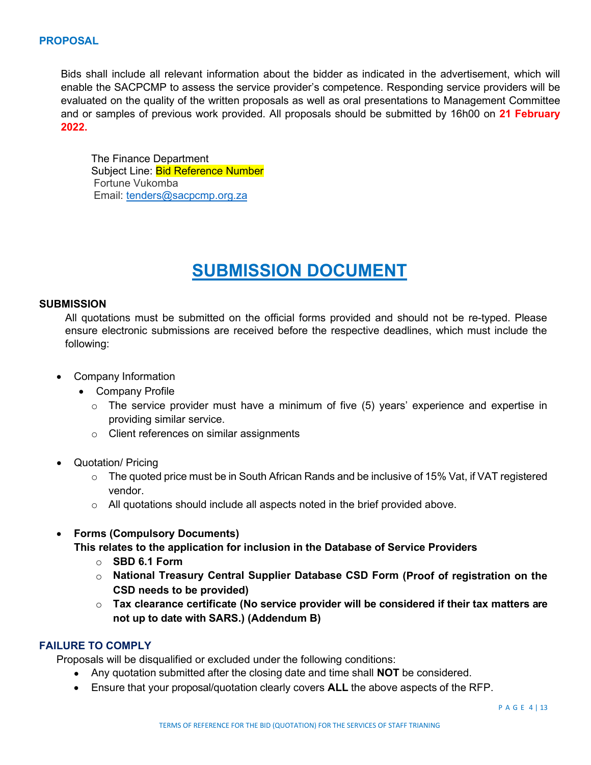## PROPOSAL

Bids shall include all relevant information about the bidder as indicated in the advertisement, which will enable the SACPCMP to assess the service provider's competence. Responding service providers will be evaluated on the quality of the written proposals as well as oral presentations to Management Committee and or samples of previous work provided. All proposals should be submitted by 16h00 on **21 February 2022.**

The Finance Department
Subject Line: Bid Reference Number
Fortune Vukomba
Email: tenders@sacpcmp.org.za

# SUBMISSION DOCUMENT

### SUBMISSION

All quotations must be submitted on the official forms provided and should not be re-typed. Please ensure electronic submissions are received before the respective deadlines, which must include the following:

- Company Information
  - Company Profile
    - The service provider must have a minimum of five (5) years' experience and expertise in providing similar service.
    - Client references on similar assignments

- Quotation/ Pricing
  - The quoted price must be in South African Rands and be inclusive of 15% Vat, if VAT registered vendor.
  - All quotations should include all aspects noted in the brief provided above.

- **Forms (Compulsory Documents)**
  **This relates to the application for inclusion in the Database of Service Providers**
  - **SBD 6.1 Form**
  - **National Treasury Central Supplier Database CSD Form (Proof of registration on the CSD needs to be provided)**
  - **Tax clearance certificate (No service provider will be considered if their tax matters are not up to date with SARS.) (Addendum B)**

### FAILURE TO COMPLY

Proposals will be disqualified or excluded under the following conditions:

- Any quotation submitted after the closing date and time shall **NOT** be considered.
- Ensure that your proposal/quotation clearly covers **ALL** the above aspects of the RFP.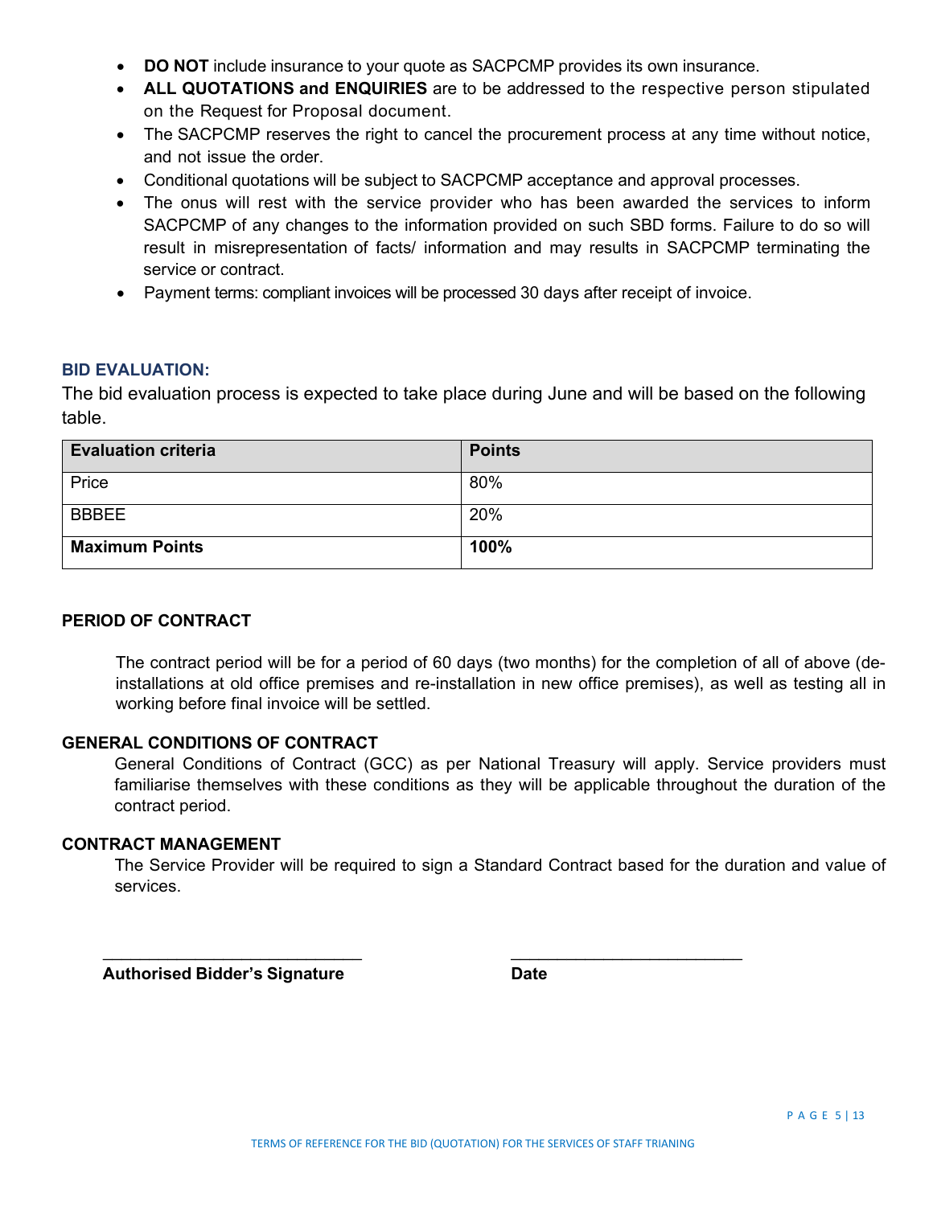- **DO NOT** include insurance to your quote as SACPCMP provides its own insurance.
- **ALL QUOTATIONS and ENQUIRIES** are to be addressed to the respective person stipulated on the Request for Proposal document.
- The SACPCMP reserves the right to cancel the procurement process at any time without notice, and not issue the order.
- Conditional quotations will be subject to SACPCMP acceptance and approval processes.
- The onus will rest with the service provider who has been awarded the services to inform SACPCMP of any changes to the information provided on such SBD forms. Failure to do so will result in misrepresentation of facts/ information and may results in SACPCMP terminating the service or contract.
- Payment terms: compliant invoices will be processed 30 days after receipt of invoice.

## BID EVALUATION:

The bid evaluation process is expected to take place during June and will be based on the following table.

| Evaluation criteria | Points |
|---|---|
| Price | 80% |
| BBBEE | 20% |
| **Maximum Points** | **100%** |

## PERIOD OF CONTRACT

The contract period will be for a period of 60 days (two months) for the completion of all of above (de-installations at old office premises and re-installation in new office premises), as well as testing all in working before final invoice will be settled.

## GENERAL CONDITIONS OF CONTRACT

General Conditions of Contract (GCC) as per National Treasury will apply. Service providers must familiarise themselves with these conditions as they will be applicable throughout the duration of the contract period.

## CONTRACT MANAGEMENT

The Service Provider will be required to sign a Standard Contract based for the duration and value of services.

_____________________________ 　　　　 __________________________

**Authorised Bidder's Signature** 　　　　 **Date**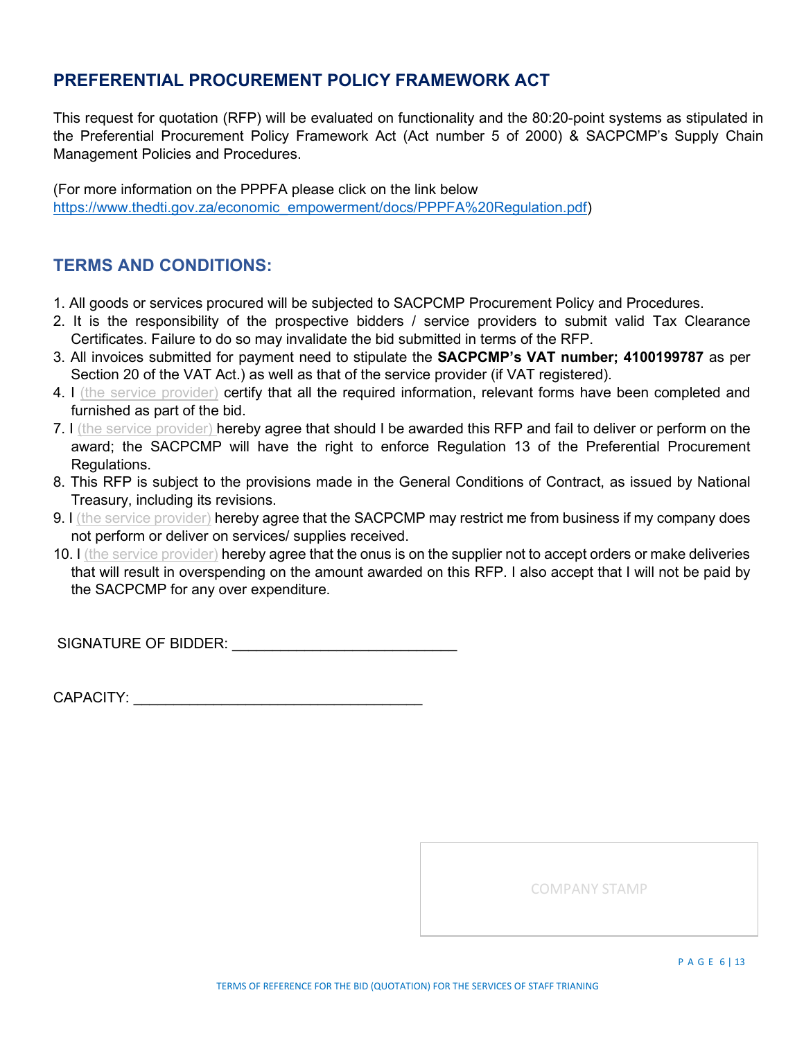## PREFERENTIAL PROCUREMENT POLICY FRAMEWORK ACT

This request for quotation (RFP) will be evaluated on functionality and the 80:20-point systems as stipulated in the Preferential Procurement Policy Framework Act (Act number 5 of 2000) & SACPCMP's Supply Chain Management Policies and Procedures.

(For more information on the PPPFA please click on the link below
https://www.thedti.gov.za/economic_empowerment/docs/PPPFA%20Regulation.pdf)

## TERMS AND CONDITIONS:

1. All goods or services procured will be subjected to SACPCMP Procurement Policy and Procedures.
2. It is the responsibility of the prospective bidders / service providers to submit valid Tax Clearance Certificates. Failure to do so may invalidate the bid submitted in terms of the RFP.
3. All invoices submitted for payment need to stipulate the **SACPCMP's VAT number; 4100199787** as per Section 20 of the VAT Act.) as well as that of the service provider (if VAT registered).
4. I (the service provider) certify that all the required information, relevant forms have been completed and furnished as part of the bid.
7. I (the service provider) hereby agree that should I be awarded this RFP and fail to deliver or perform on the award; the SACPCMP will have the right to enforce Regulation 13 of the Preferential Procurement Regulations.
8. This RFP is subject to the provisions made in the General Conditions of Contract, as issued by National Treasury, including its revisions.
9. I (the service provider) hereby agree that the SACPCMP may restrict me from business if my company does not perform or deliver on services/ supplies received.
10. I (the service provider) hereby agree that the onus is on the supplier not to accept orders or make deliveries that will result in overspending on the amount awarded on this RFP. I also accept that I will not be paid by the SACPCMP for any over expenditure.

SIGNATURE OF BIDDER: ___________________________

CAPACITY: ___________________________________

COMPANY STAMP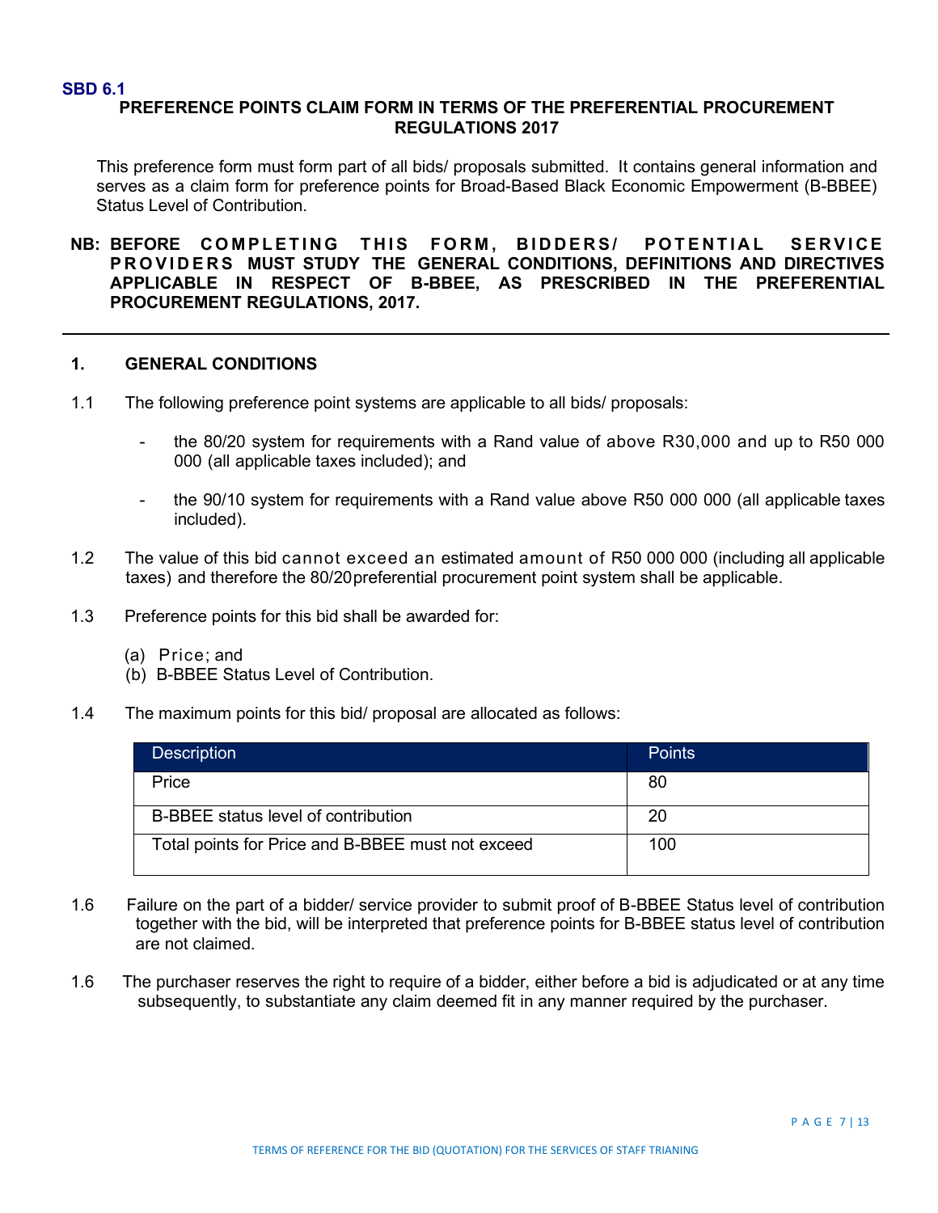**SBD 6.1**

# PREFERENCE POINTS CLAIM FORM IN TERMS OF THE PREFERENTIAL PROCUREMENT REGULATIONS 2017

This preference form must form part of all bids/ proposals submitted. It contains general information and serves as a claim form for preference points for Broad-Based Black Economic Empowerment (B-BBEE) Status Level of Contribution.

**NB: BEFORE COMPLETING THIS FORM, BIDDERS/ POTENTIAL SERVICE PROVIDERS MUST STUDY THE GENERAL CONDITIONS, DEFINITIONS AND DIRECTIVES APPLICABLE IN RESPECT OF B-BBEE, AS PRESCRIBED IN THE PREFERENTIAL PROCUREMENT REGULATIONS, 2017.**

---

## 1. GENERAL CONDITIONS

1.1 The following preference point systems are applicable to all bids/ proposals:

- the 80/20 system for requirements with a Rand value of above R30,000 and up to R50 000 000 (all applicable taxes included); and
- the 90/10 system for requirements with a Rand value above R50 000 000 (all applicable taxes included).

1.2 The value of this bid cannot exceed an estimated amount of R50 000 000 (including all applicable taxes) and therefore the 80/20preferential procurement point system shall be applicable.

1.3 Preference points for this bid shall be awarded for:

(a) Price; and
(b) B-BBEE Status Level of Contribution.

1.4 The maximum points for this bid/ proposal are allocated as follows:

| Description | Points |
|---|---|
| Price | 80 |
| B-BBEE status level of contribution | 20 |
| Total points for Price and B-BBEE must not exceed | 100 |

1.6 Failure on the part of a bidder/ service provider to submit proof of B-BBEE Status level of contribution together with the bid, will be interpreted that preference points for B-BBEE status level of contribution are not claimed.

1.6 The purchaser reserves the right to require of a bidder, either before a bid is adjudicated or at any time subsequently, to substantiate any claim deemed fit in any manner required by the purchaser.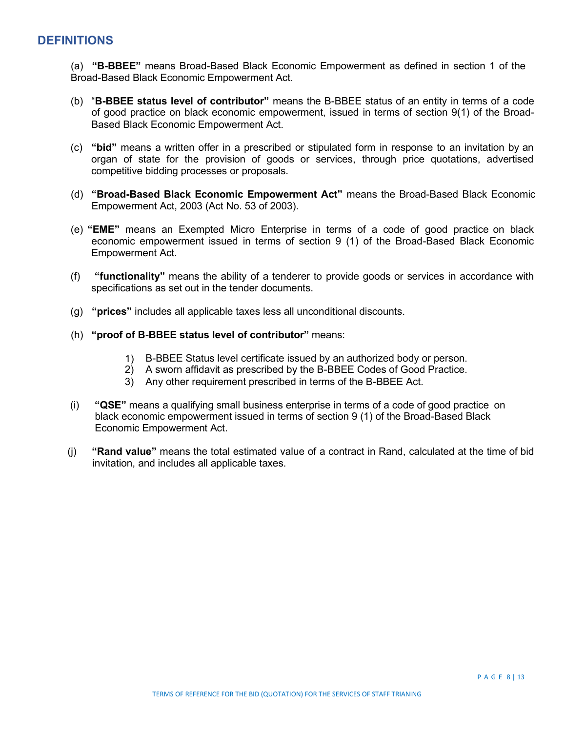## DEFINITIONS

(a) **"B-BBEE"** means Broad-Based Black Economic Empowerment as defined in section 1 of the Broad-Based Black Economic Empowerment Act.

(b) "**B-BBEE status level of contributor"** means the B-BBEE status of an entity in terms of a code of good practice on black economic empowerment, issued in terms of section 9(1) of the Broad-Based Black Economic Empowerment Act.

(c) **"bid"** means a written offer in a prescribed or stipulated form in response to an invitation by an organ of state for the provision of goods or services, through price quotations, advertised competitive bidding processes or proposals.

(d) **"Broad-Based Black Economic Empowerment Act"** means the Broad-Based Black Economic Empowerment Act, 2003 (Act No. 53 of 2003).

(e) **"EME"** means an Exempted Micro Enterprise in terms of a code of good practice on black economic empowerment issued in terms of section 9 (1) of the Broad-Based Black Economic Empowerment Act.

(f) **"functionality"** means the ability of a tenderer to provide goods or services in accordance with specifications as set out in the tender documents.

(g) **"prices"** includes all applicable taxes less all unconditional discounts.

(h) **"proof of B-BBEE status level of contributor"** means:

1) B-BBEE Status level certificate issued by an authorized body or person.
2) A sworn affidavit as prescribed by the B-BBEE Codes of Good Practice.
3) Any other requirement prescribed in terms of the B-BBEE Act.

(i) **"QSE"** means a qualifying small business enterprise in terms of a code of good practice on black economic empowerment issued in terms of section 9 (1) of the Broad-Based Black Economic Empowerment Act.

(j) **"Rand value"** means the total estimated value of a contract in Rand, calculated at the time of bid invitation, and includes all applicable taxes.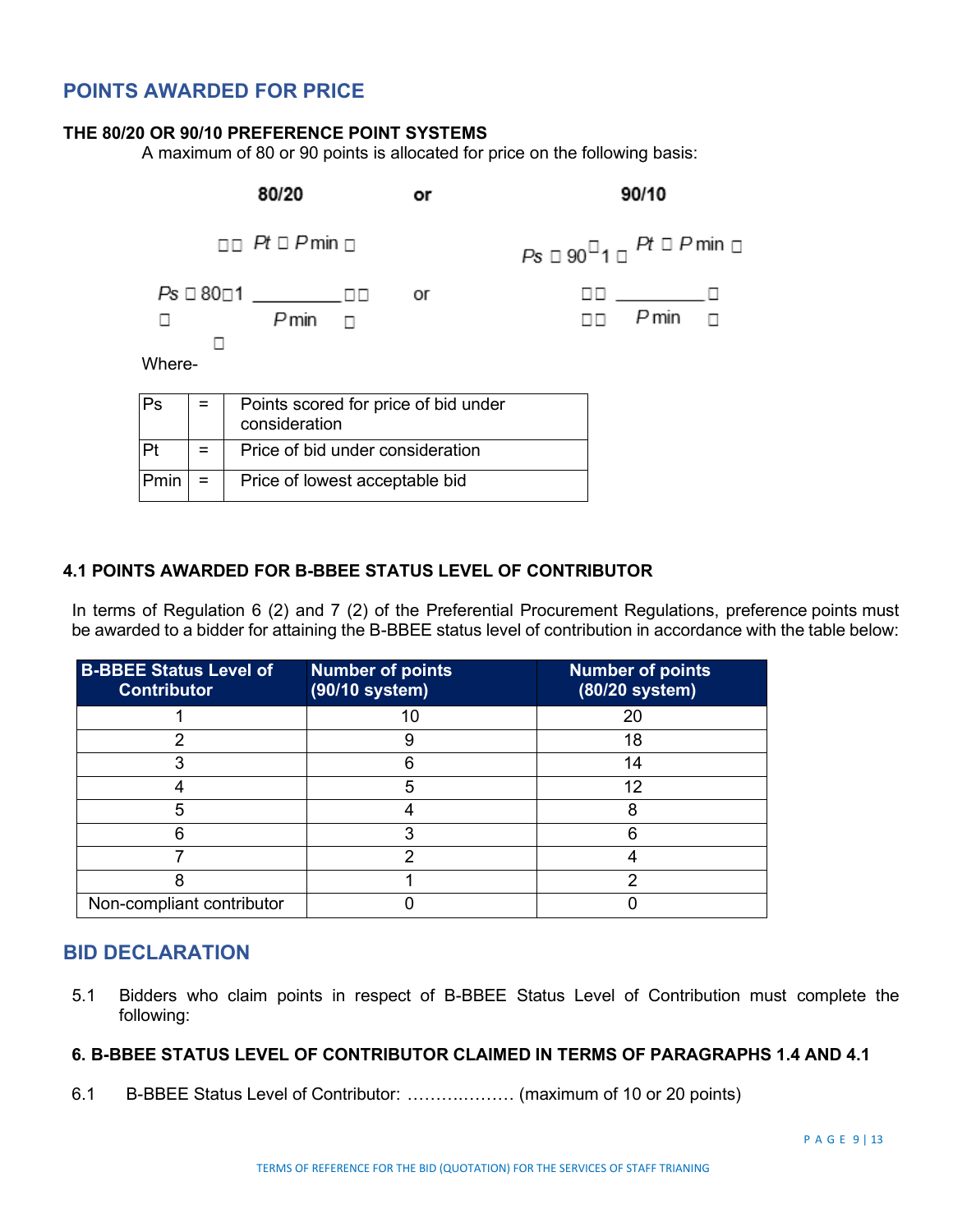## POINTS AWARDED FOR PRICE

### THE 80/20 OR 90/10 PREFERENCE POINT SYSTEMS

A maximum of 80 or 90 points is allocated for price on the following basis:

**80/20** or **90/10**

$$Ps = 80\left(1 - \frac{Pt - P\min}{P\min}\right) \quad \text{or} \quad Ps = 90\left(1 - \frac{Pt - P\min}{P\min}\right)$$

Where-

| Ps | = | Points scored for price of bid under consideration |
|---|---|---|
| Pt | = | Price of bid under consideration |
| Pmin | = | Price of lowest acceptable bid |

### 4.1 POINTS AWARDED FOR B-BBEE STATUS LEVEL OF CONTRIBUTOR

In terms of Regulation 6 (2) and 7 (2) of the Preferential Procurement Regulations, preference points must be awarded to a bidder for attaining the B-BBEE status level of contribution in accordance with the table below:

| B-BBEE Status Level of Contributor | Number of points (90/10 system) | Number of points (80/20 system) |
|---|---|---|
| 1 | 10 | 20 |
| 2 | 9 | 18 |
| 3 | 6 | 14 |
| 4 | 5 | 12 |
| 5 | 4 | 8 |
| 6 | 3 | 6 |
| 7 | 2 | 4 |
| 8 | 1 | 2 |
| Non-compliant contributor | 0 | 0 |

## BID DECLARATION

5.1 Bidders who claim points in respect of B-BBEE Status Level of Contribution must complete the following:

### 6. B-BBEE STATUS LEVEL OF CONTRIBUTOR CLAIMED IN TERMS OF PARAGRAPHS 1.4 AND 4.1

6.1 B-BBEE Status Level of Contributor: ………………. (maximum of 10 or 20 points)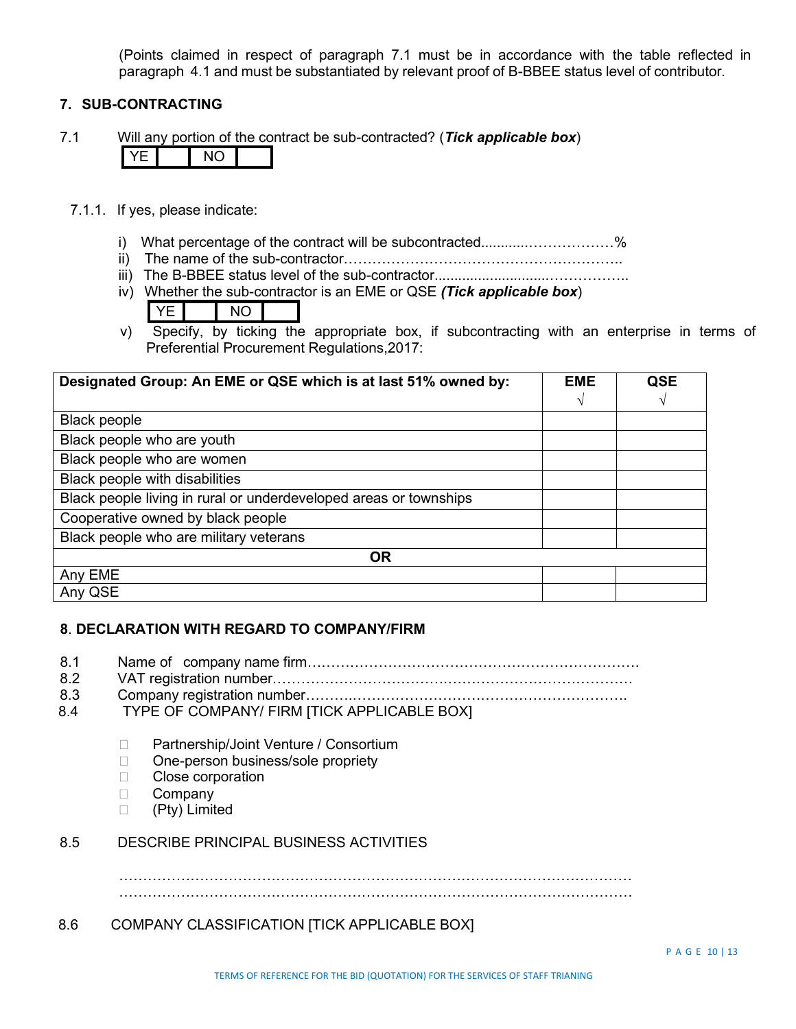(Points claimed in respect of paragraph 7.1 must be in accordance with the table reflected in paragraph 4.1 and must be substantiated by relevant proof of B-BBEE status level of contributor.

## 7. SUB-CONTRACTING

7.1 Will any portion of the contract be sub-contracted? (***Tick applicable box***)

| YE | | NO | |
|---|---|---|---|

7.1.1. If yes, please indicate:

i) What percentage of the contract will be subcontracted............……………%

ii) The name of the sub-contractor…………………………………………………..

iii) The B-BBEE status level of the sub-contractor.............................……………..

iv) Whether the sub-contractor is an EME or QSE ***(Tick applicable box***)

| YE | | NO | |
|---|---|---|---|

v) Specify, by ticking the appropriate box, if subcontracting with an enterprise in terms of Preferential Procurement Regulations,2017:

| **Designated Group: An EME or QSE which is at last 51% owned by:** | **EME** √ | **QSE** √ |
|---|---|---|
| Black people | | |
| Black people who are youth | | |
| Black people who are women | | |
| Black people with disabilities | | |
| Black people living in rural or underdeveloped areas or townships | | |
| Cooperative owned by black people | | |
| Black people who are military veterans | | |
| **OR** | | |
| Any EME | | |
| Any QSE | | |

## 8. DECLARATION WITH REGARD TO COMPANY/FIRM

8.1 Name of company name firm…………………………………………………………….

8.2 VAT registration number……………………………………………………………………

8.3 Company registration number……….……………………………………………………….

8.4 TYPE OF COMPANY/ FIRM [TICK APPLICABLE BOX]

- ☐ Partnership/Joint Venture / Consortium
- ☐ One-person business/sole propriety
- ☐ Close corporation
- ☐ Company
- ☐ (Pty) Limited

8.5 DESCRIBE PRINCIPAL BUSINESS ACTIVITIES

………………………………………………………………………………………………

………………………………………………………………………………………………

8.6 COMPANY CLASSIFICATION [TICK APPLICABLE BOX]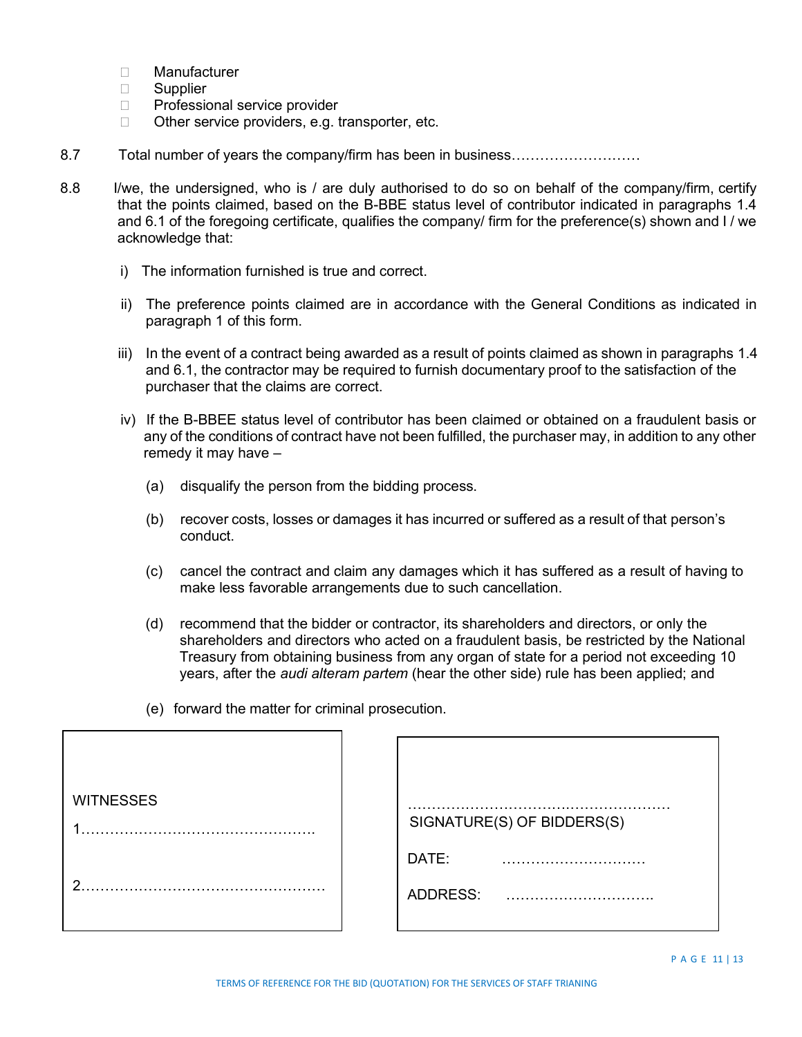- ☐ Manufacturer
- ☐ Supplier
- ☐ Professional service provider
- ☐ Other service providers, e.g. transporter, etc.

8.7 Total number of years the company/firm has been in business………………………

8.8 I/we, the undersigned, who is / are duly authorised to do so on behalf of the company/firm, certify that the points claimed, based on the B-BBE status level of contributor indicated in paragraphs 1.4 and 6.1 of the foregoing certificate, qualifies the company/ firm for the preference(s) shown and I / we acknowledge that:

i) The information furnished is true and correct.

ii) The preference points claimed are in accordance with the General Conditions as indicated in paragraph 1 of this form.

iii) In the event of a contract being awarded as a result of points claimed as shown in paragraphs 1.4 and 6.1, the contractor may be required to furnish documentary proof to the satisfaction of the purchaser that the claims are correct.

iv) If the B-BBEE status level of contributor has been claimed or obtained on a fraudulent basis or any of the conditions of contract have not been fulfilled, the purchaser may, in addition to any other remedy it may have –

(a) disqualify the person from the bidding process.

(b) recover costs, losses or damages it has incurred or suffered as a result of that person's conduct.

(c) cancel the contract and claim any damages which it has suffered as a result of having to make less favorable arrangements due to such cancellation.

(d) recommend that the bidder or contractor, its shareholders and directors, or only the shareholders and directors who acted on a fraudulent basis, be restricted by the National Treasury from obtaining business from any organ of state for a period not exceeding 10 years, after the *audi alteram partem* (hear the other side) rule has been applied; and

(e) forward the matter for criminal prosecution.

| WITNESSES | |
|---|---|
| 1…………………………………………. | …………………………………………………<br>SIGNATURE(S) OF BIDDERS(S) |
| 2…………………………………………… | DATE: ………………………… |
| | ADDRESS: …………………………. |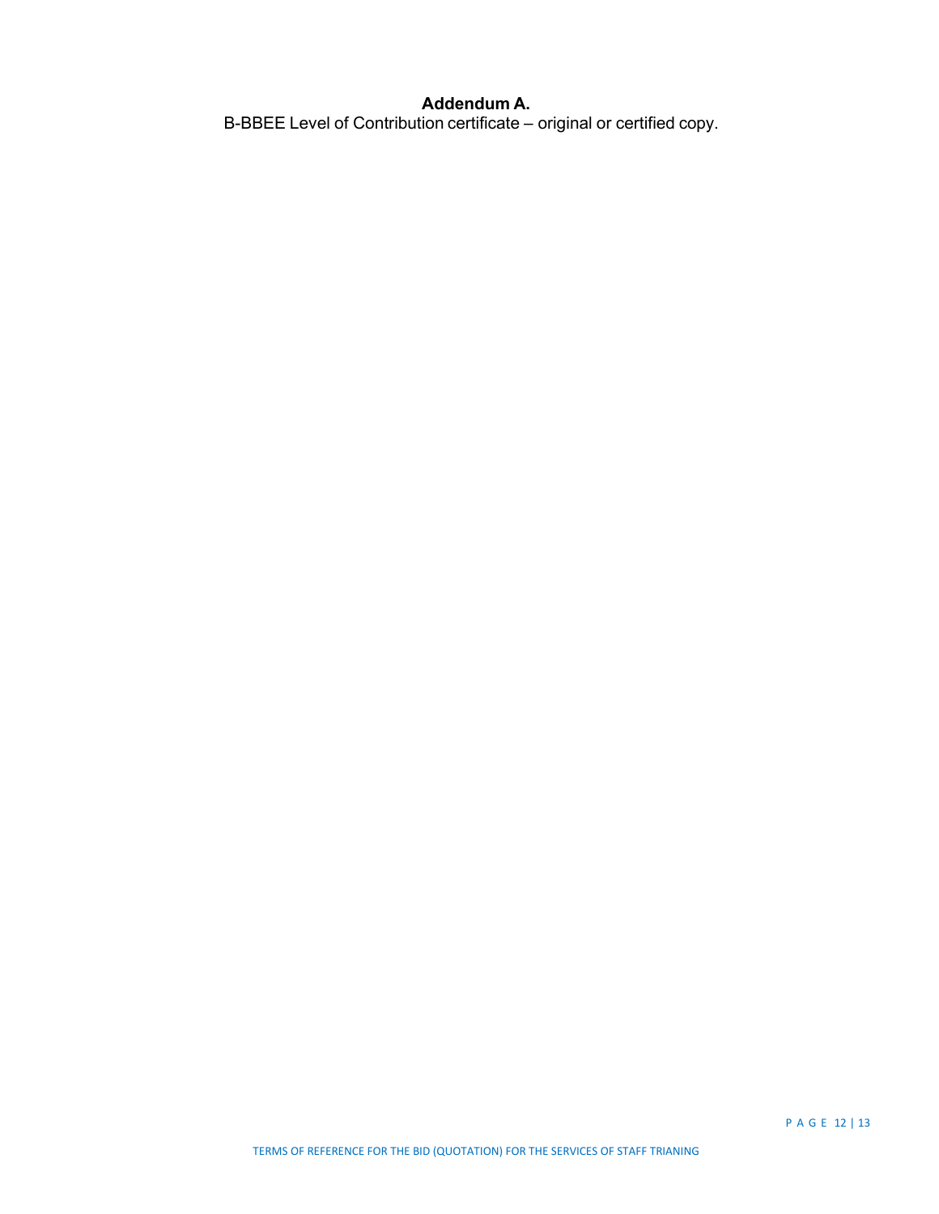**Addendum A.**

B-BBEE Level of Contribution certificate – original or certified copy.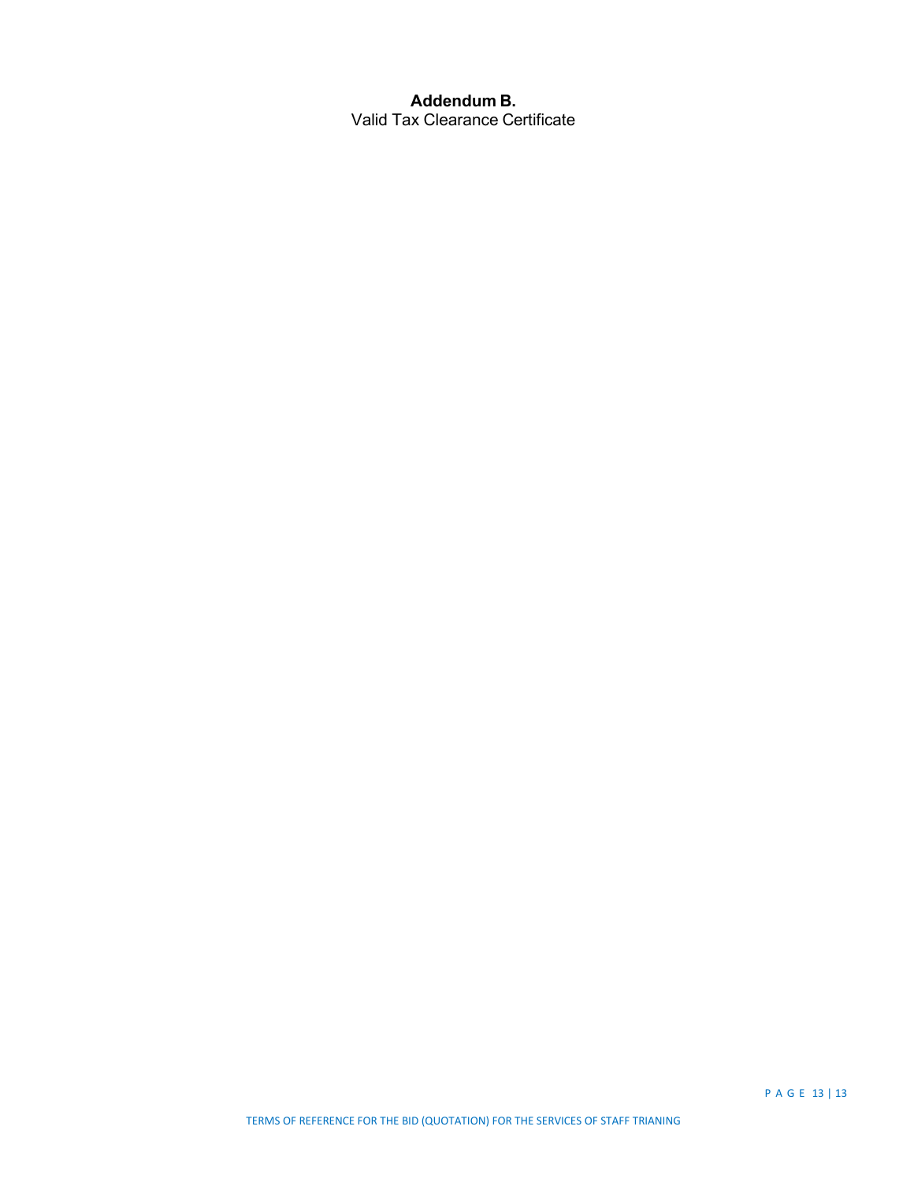**Addendum B.**

Valid Tax Clearance Certificate